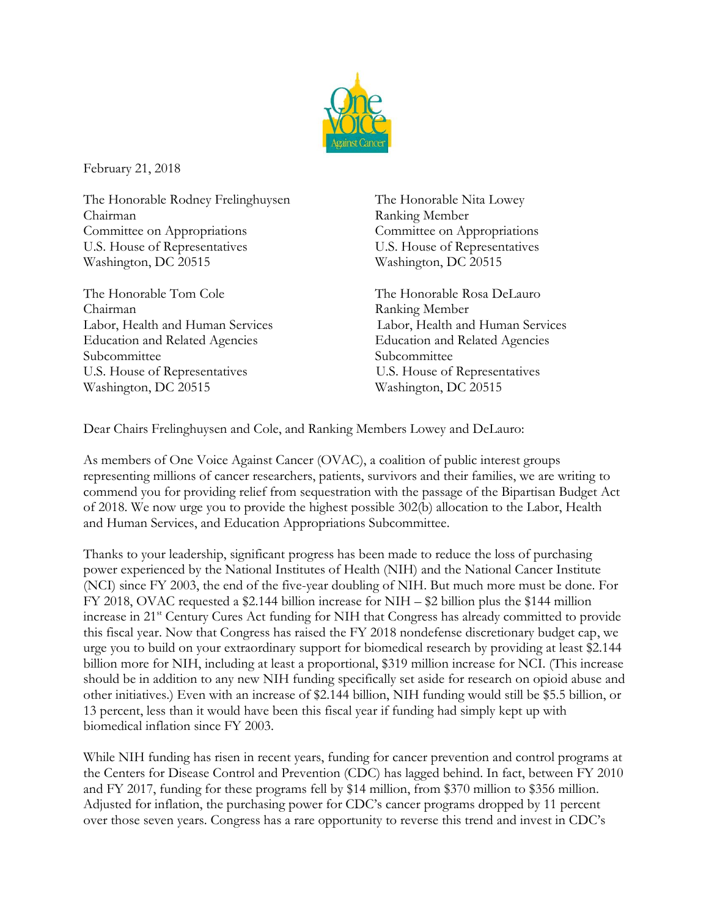February 21, 2018

The Honorable Rodney Frelinghuysen
Chairman
Committee on Appropriations
U.S. House of Representatives
Washington, DC 20515

The Honorable Nita Lowey
Ranking Member
Committee on Appropriations
U.S. House of Representatives
Washington, DC 20515

The Honorable Tom Cole
Chairman
Labor, Health and Human Services
Education and Related Agencies
Subcommittee
U.S. House of Representatives
Washington, DC 20515

The Honorable Rosa DeLauro
Ranking Member
Labor, Health and Human Services
Education and Related Agencies
Subcommittee
U.S. House of Representatives
Washington, DC 20515

Dear Chairs Frelinghuysen and Cole, and Ranking Members Lowey and DeLauro:

As members of One Voice Against Cancer (OVAC), a coalition of public interest groups representing millions of cancer researchers, patients, survivors and their families, we are writing to commend you for providing relief from sequestration with the passage of the Bipartisan Budget Act of 2018. We now urge you to provide the highest possible 302(b) allocation to the Labor, Health and Human Services, and Education Appropriations Subcommittee.

Thanks to your leadership, significant progress has been made to reduce the loss of purchasing power experienced by the National Institutes of Health (NIH) and the National Cancer Institute (NCI) since FY 2003, the end of the five-year doubling of NIH. But much more must be done. For FY 2018, OVAC requested a $2.144 billion increase for NIH – $2 billion plus the $144 million increase in 21st Century Cures Act funding for NIH that Congress has already committed to provide this fiscal year. Now that Congress has raised the FY 2018 nondefense discretionary budget cap, we urge you to build on your extraordinary support for biomedical research by providing at least $2.144 billion more for NIH, including at least a proportional, $319 million increase for NCI. (This increase should be in addition to any new NIH funding specifically set aside for research on opioid abuse and other initiatives.) Even with an increase of $2.144 billion, NIH funding would still be $5.5 billion, or 13 percent, less than it would have been this fiscal year if funding had simply kept up with biomedical inflation since FY 2003.

While NIH funding has risen in recent years, funding for cancer prevention and control programs at the Centers for Disease Control and Prevention (CDC) has lagged behind. In fact, between FY 2010 and FY 2017, funding for these programs fell by $14 million, from $370 million to $356 million. Adjusted for inflation, the purchasing power for CDC's cancer programs dropped by 11 percent over those seven years. Congress has a rare opportunity to reverse this trend and invest in CDC's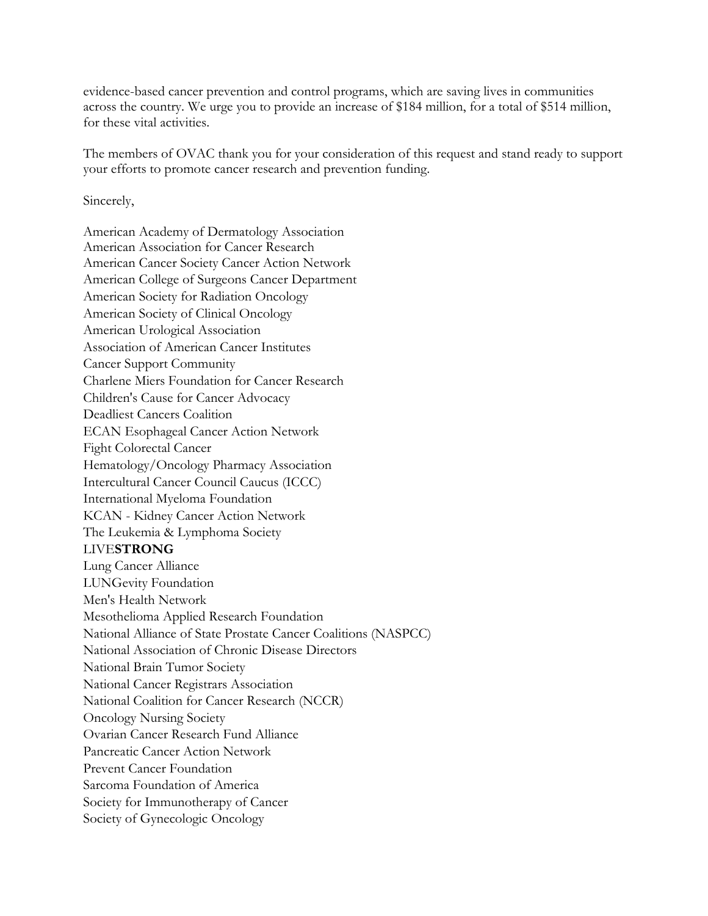evidence-based cancer prevention and control programs, which are saving lives in communities across the country. We urge you to provide an increase of $184 million, for a total of $514 million, for these vital activities.

The members of OVAC thank you for your consideration of this request and stand ready to support your efforts to promote cancer research and prevention funding.

Sincerely,

American Academy of Dermatology Association  
American Association for Cancer Research  
American Cancer Society Cancer Action Network  
American College of Surgeons Cancer Department  
American Society for Radiation Oncology  
American Society of Clinical Oncology  
American Urological Association  
Association of American Cancer Institutes  
Cancer Support Community  
Charlene Miers Foundation for Cancer Research  
Children's Cause for Cancer Advocacy  
Deadliest Cancers Coalition  
ECAN Esophageal Cancer Action Network  
Fight Colorectal Cancer  
Hematology/Oncology Pharmacy Association  
Intercultural Cancer Council Caucus (ICCC)  
International Myeloma Foundation  
KCAN - Kidney Cancer Action Network  
The Leukemia & Lymphoma Society  
LIVE**STRONG**  
Lung Cancer Alliance  
LUNGevity Foundation  
Men's Health Network  
Mesothelioma Applied Research Foundation  
National Alliance of State Prostate Cancer Coalitions (NASPCC)  
National Association of Chronic Disease Directors  
National Brain Tumor Society  
National Cancer Registrars Association  
National Coalition for Cancer Research (NCCR)  
Oncology Nursing Society  
Ovarian Cancer Research Fund Alliance  
Pancreatic Cancer Action Network  
Prevent Cancer Foundation  
Sarcoma Foundation of America  
Society for Immunotherapy of Cancer  
Society of Gynecologic Oncology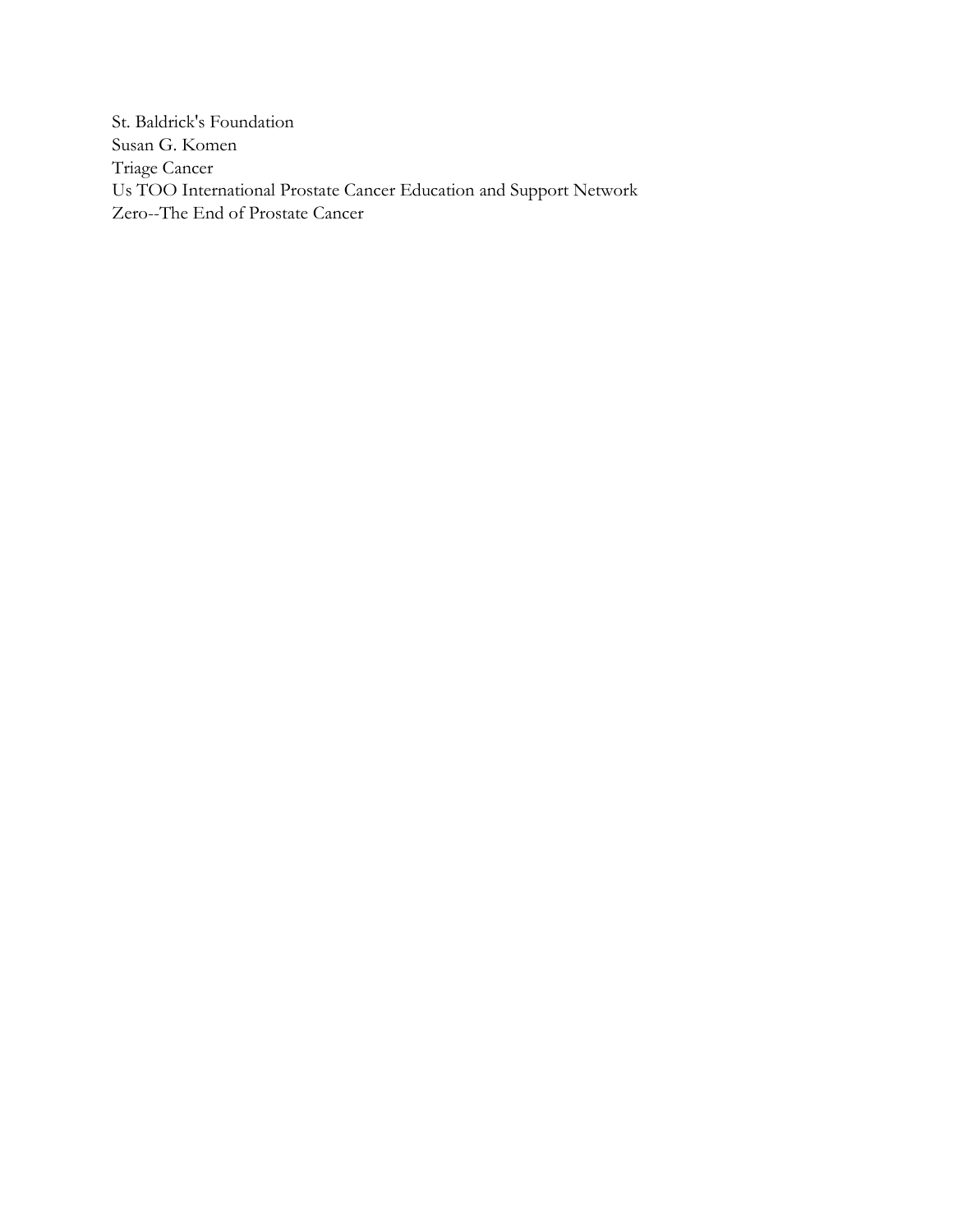St. Baldrick's Foundation
Susan G. Komen
Triage Cancer
Us TOO International Prostate Cancer Education and Support Network
Zero--The End of Prostate Cancer